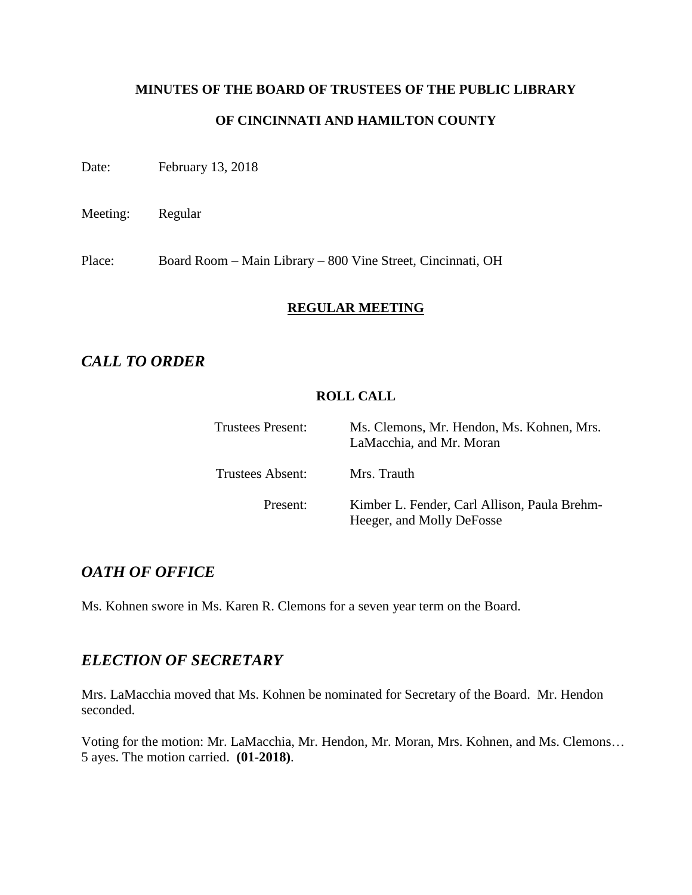**MINUTES OF THE BOARD OF TRUSTEES OF THE PUBLIC LIBRARY**

**OF CINCINNATI AND HAMILTON COUNTY**

Date: February 13, 2018

Meeting: Regular

Place: Board Room – Main Library – 800 Vine Street, Cincinnati, OH

**REGULAR MEETING**

## *CALL TO ORDER*

**ROLL CALL**

Trustees Present: Ms. Clemons, Mr. Hendon, Ms. Kohnen, Mrs. LaMacchia, and Mr. Moran

Trustees Absent: Mrs. Trauth

Present: Kimber L. Fender, Carl Allison, Paula Brehm-Heeger, and Molly DeFosse

## *OATH OF OFFICE*

Ms. Kohnen swore in Ms. Karen R. Clemons for a seven year term on the Board.

## *ELECTION OF SECRETARY*

Mrs. LaMacchia moved that Ms. Kohnen be nominated for Secretary of the Board. Mr. Hendon seconded.

Voting for the motion: Mr. LaMacchia, Mr. Hendon, Mr. Moran, Mrs. Kohnen, and Ms. Clemons… 5 ayes. The motion carried. **(01-2018)**.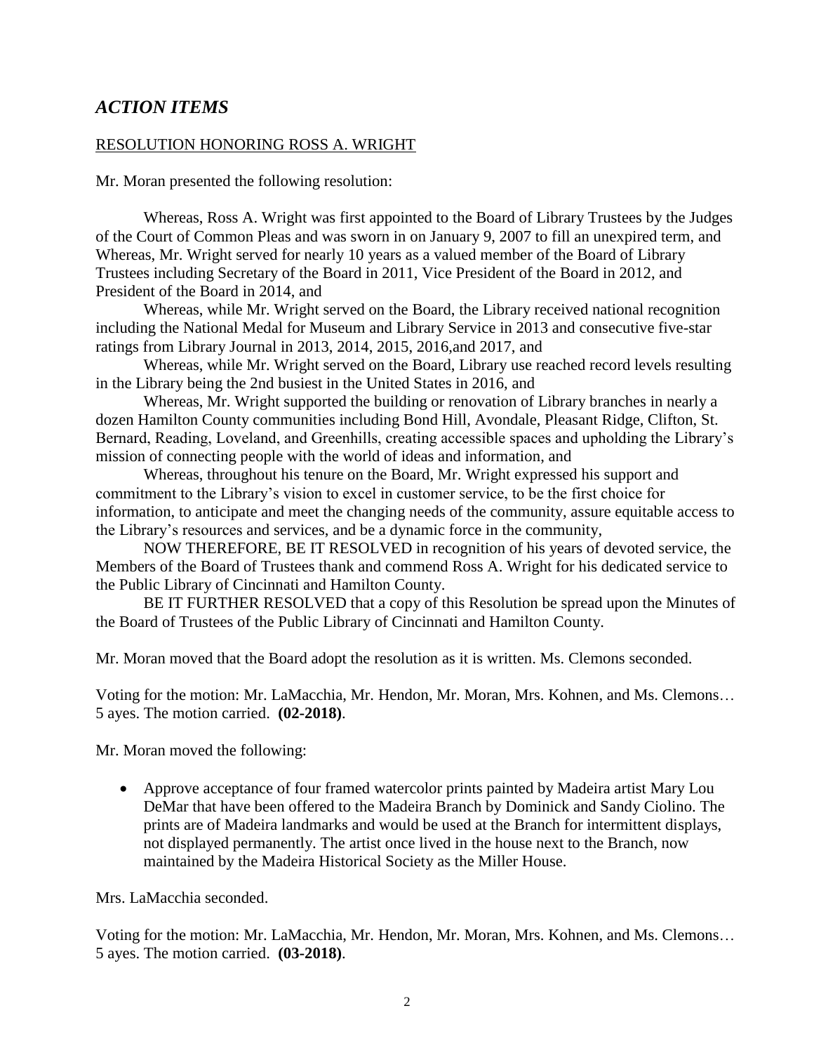## *ACTION ITEMS*

RESOLUTION HONORING ROSS A. WRIGHT

Mr. Moran presented the following resolution:

Whereas, Ross A. Wright was first appointed to the Board of Library Trustees by the Judges of the Court of Common Pleas and was sworn in on January 9, 2007 to fill an unexpired term, and Whereas, Mr. Wright served for nearly 10 years as a valued member of the Board of Library Trustees including Secretary of the Board in 2011, Vice President of the Board in 2012, and President of the Board in 2014, and

Whereas, while Mr. Wright served on the Board, the Library received national recognition including the National Medal for Museum and Library Service in 2013 and consecutive five-star ratings from Library Journal in 2013, 2014, 2015, 2016,and 2017, and

Whereas, while Mr. Wright served on the Board, Library use reached record levels resulting in the Library being the 2nd busiest in the United States in 2016, and

Whereas, Mr. Wright supported the building or renovation of Library branches in nearly a dozen Hamilton County communities including Bond Hill, Avondale, Pleasant Ridge, Clifton, St. Bernard, Reading, Loveland, and Greenhills, creating accessible spaces and upholding the Library's mission of connecting people with the world of ideas and information, and

Whereas, throughout his tenure on the Board, Mr. Wright expressed his support and commitment to the Library's vision to excel in customer service, to be the first choice for information, to anticipate and meet the changing needs of the community, assure equitable access to the Library's resources and services, and be a dynamic force in the community,

NOW THEREFORE, BE IT RESOLVED in recognition of his years of devoted service, the Members of the Board of Trustees thank and commend Ross A. Wright for his dedicated service to the Public Library of Cincinnati and Hamilton County.

BE IT FURTHER RESOLVED that a copy of this Resolution be spread upon the Minutes of the Board of Trustees of the Public Library of Cincinnati and Hamilton County.

Mr. Moran moved that the Board adopt the resolution as it is written. Ms. Clemons seconded.

Voting for the motion: Mr. LaMacchia, Mr. Hendon, Mr. Moran, Mrs. Kohnen, and Ms. Clemons… 5 ayes. The motion carried. **(02-2018)**.

Mr. Moran moved the following:

- Approve acceptance of four framed watercolor prints painted by Madeira artist Mary Lou DeMar that have been offered to the Madeira Branch by Dominick and Sandy Ciolino. The prints are of Madeira landmarks and would be used at the Branch for intermittent displays, not displayed permanently. The artist once lived in the house next to the Branch, now maintained by the Madeira Historical Society as the Miller House.

Mrs. LaMacchia seconded.

Voting for the motion: Mr. LaMacchia, Mr. Hendon, Mr. Moran, Mrs. Kohnen, and Ms. Clemons… 5 ayes. The motion carried. **(03-2018)**.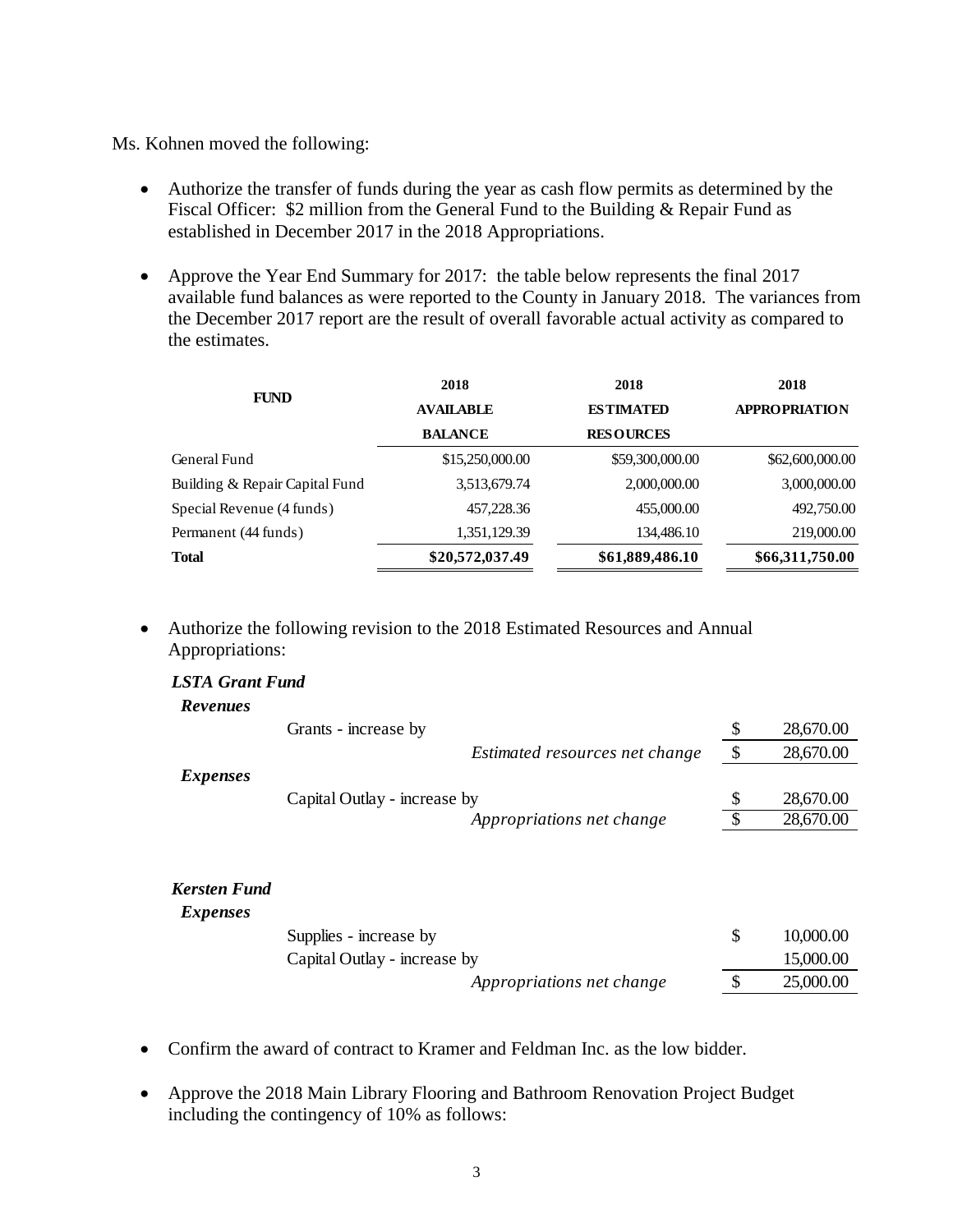Ms. Kohnen moved the following:

- Authorize the transfer of funds during the year as cash flow permits as determined by the Fiscal Officer: $2 million from the General Fund to the Building & Repair Fund as established in December 2017 in the 2018 Appropriations.

- Approve the Year End Summary for 2017: the table below represents the final 2017 available fund balances as were reported to the County in January 2018. The variances from the December 2017 report are the result of overall favorable actual activity as compared to the estimates.

| FUND | 2018 AVAILABLE BALANCE | 2018 ESTIMATED RESOURCES | 2018 APPROPRIATION |
|---|---|---|---|
| General Fund | $15,250,000.00 | $59,300,000.00 | $62,600,000.00 |
| Building & Repair Capital Fund | 3,513,679.74 | 2,000,000.00 | 3,000,000.00 |
| Special Revenue (4 funds) | 457,228.36 | 455,000.00 | 492,750.00 |
| Permanent (44 funds) | 1,351,129.39 | 134,486.10 | 219,000.00 |
| **Total** | **$20,572,037.49** | **$61,889,486.10** | **$66,311,750.00** |

- Authorize the following revision to the 2018 Estimated Resources and Annual Appropriations:

***LSTA Grant Fund***

| | | Amount |
|---|---|---|
| ***Revenues*** | | |
| | Grants - increase by | $ 28,670.00 |
| | *Estimated resources net change* | $ 28,670.00 |
| ***Expenses*** | | |
| | Capital Outlay - increase by | $ 28,670.00 |
| | *Appropriations net change* | $ 28,670.00 |

***Kersten Fund***

| | | Amount |
|---|---|---|
| ***Expenses*** | | |
| | Supplies - increase by | $ 10,000.00 |
| | Capital Outlay - increase by | 15,000.00 |
| | *Appropriations net change* | $ 25,000.00 |

- Confirm the award of contract to Kramer and Feldman Inc. as the low bidder.

- Approve the 2018 Main Library Flooring and Bathroom Renovation Project Budget including the contingency of 10% as follows: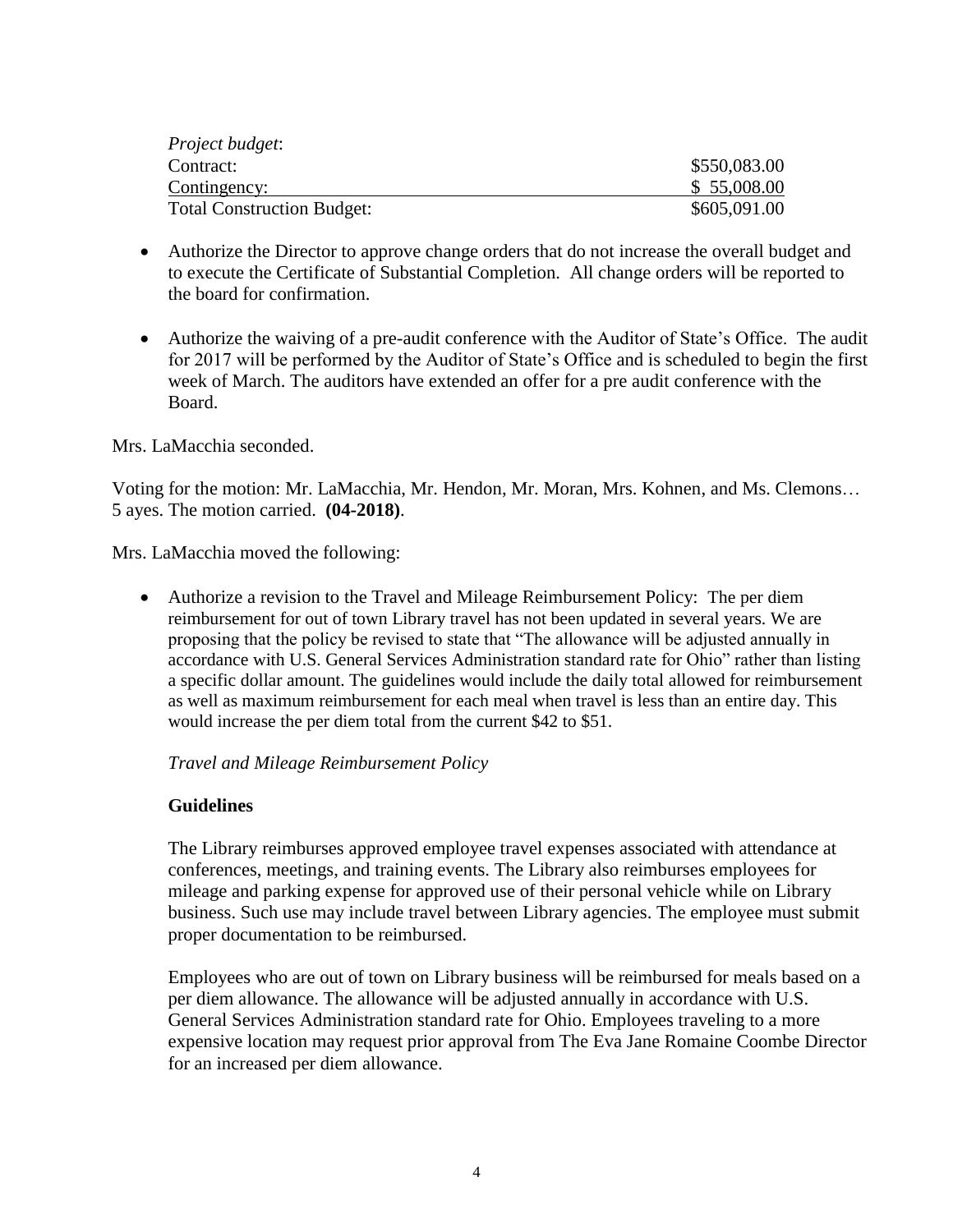*Project budget*:

| | |
|---|---|
| Contract: | $550,083.00 |
| Contingency: | $ 55,008.00 |
| Total Construction Budget: | $605,091.00 |

- Authorize the Director to approve change orders that do not increase the overall budget and to execute the Certificate of Substantial Completion. All change orders will be reported to the board for confirmation.

- Authorize the waiving of a pre-audit conference with the Auditor of State's Office. The audit for 2017 will be performed by the Auditor of State's Office and is scheduled to begin the first week of March. The auditors have extended an offer for a pre audit conference with the Board.

Mrs. LaMacchia seconded.

Voting for the motion: Mr. LaMacchia, Mr. Hendon, Mr. Moran, Mrs. Kohnen, and Ms. Clemons… 5 ayes. The motion carried. **(04-2018)**.

Mrs. LaMacchia moved the following:

- Authorize a revision to the Travel and Mileage Reimbursement Policy: The per diem reimbursement for out of town Library travel has not been updated in several years. We are proposing that the policy be revised to state that "The allowance will be adjusted annually in accordance with U.S. General Services Administration standard rate for Ohio" rather than listing a specific dollar amount. The guidelines would include the daily total allowed for reimbursement as well as maximum reimbursement for each meal when travel is less than an entire day. This would increase the per diem total from the current $42 to $51.

  *Travel and Mileage Reimbursement Policy*

  **Guidelines**

  The Library reimburses approved employee travel expenses associated with attendance at conferences, meetings, and training events. The Library also reimburses employees for mileage and parking expense for approved use of their personal vehicle while on Library business. Such use may include travel between Library agencies. The employee must submit proper documentation to be reimbursed.

  Employees who are out of town on Library business will be reimbursed for meals based on a per diem allowance. The allowance will be adjusted annually in accordance with U.S. General Services Administration standard rate for Ohio. Employees traveling to a more expensive location may request prior approval from The Eva Jane Romaine Coombe Director for an increased per diem allowance.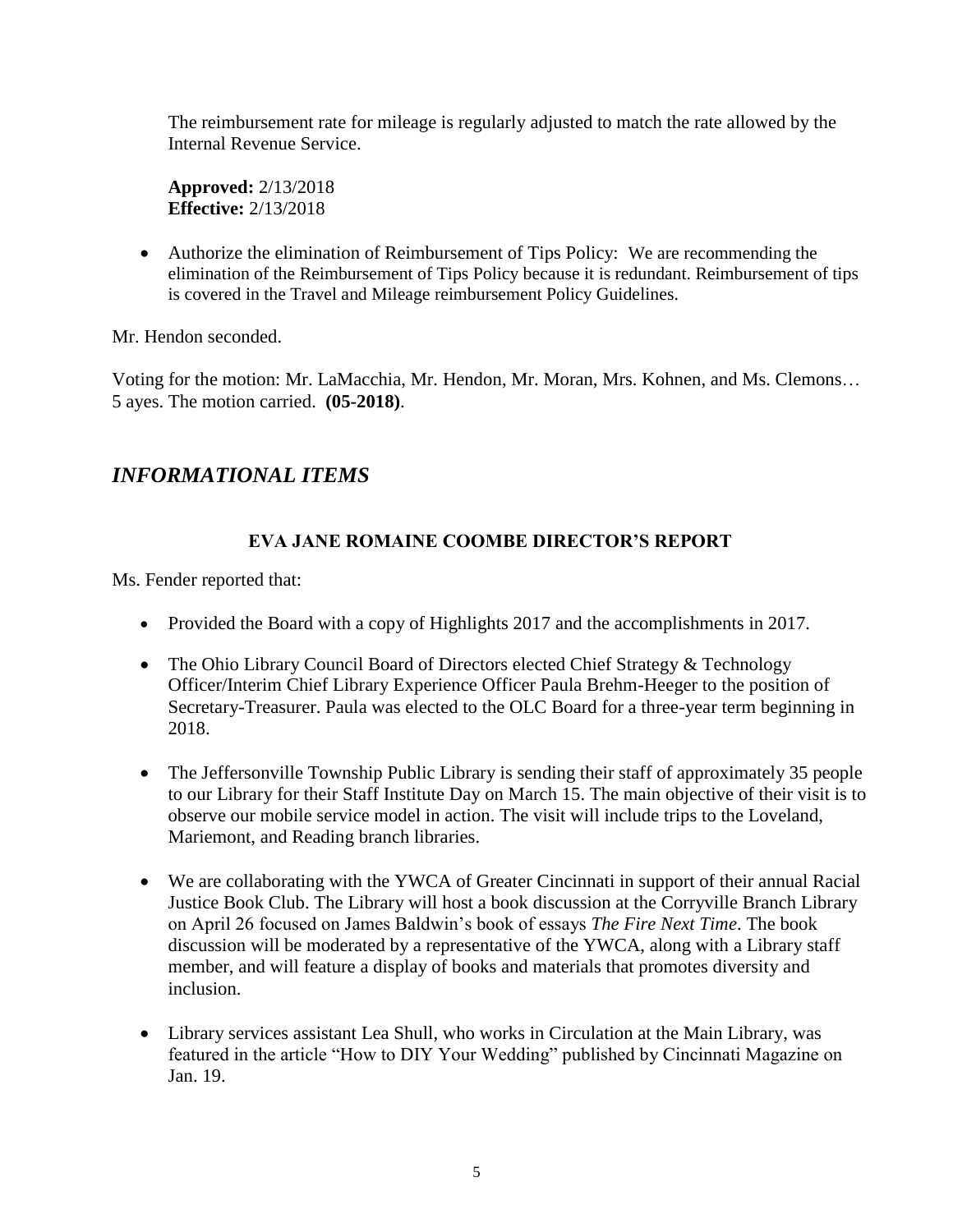The reimbursement rate for mileage is regularly adjusted to match the rate allowed by the Internal Revenue Service.

**Approved:** 2/13/2018
**Effective:** 2/13/2018

- Authorize the elimination of Reimbursement of Tips Policy: We are recommending the elimination of the Reimbursement of Tips Policy because it is redundant. Reimbursement of tips is covered in the Travel and Mileage reimbursement Policy Guidelines.

Mr. Hendon seconded.

Voting for the motion: Mr. LaMacchia, Mr. Hendon, Mr. Moran, Mrs. Kohnen, and Ms. Clemons… 5 ayes. The motion carried. **(05-2018)**.

## *INFORMATIONAL ITEMS*

### EVA JANE ROMAINE COOMBE DIRECTOR'S REPORT

Ms. Fender reported that:

- Provided the Board with a copy of Highlights 2017 and the accomplishments in 2017.
- The Ohio Library Council Board of Directors elected Chief Strategy & Technology Officer/Interim Chief Library Experience Officer Paula Brehm-Heeger to the position of Secretary-Treasurer. Paula was elected to the OLC Board for a three-year term beginning in 2018.
- The Jeffersonville Township Public Library is sending their staff of approximately 35 people to our Library for their Staff Institute Day on March 15. The main objective of their visit is to observe our mobile service model in action. The visit will include trips to the Loveland, Mariemont, and Reading branch libraries.
- We are collaborating with the YWCA of Greater Cincinnati in support of their annual Racial Justice Book Club. The Library will host a book discussion at the Corryville Branch Library on April 26 focused on James Baldwin's book of essays *The Fire Next Time*. The book discussion will be moderated by a representative of the YWCA, along with a Library staff member, and will feature a display of books and materials that promotes diversity and inclusion.
- Library services assistant Lea Shull, who works in Circulation at the Main Library, was featured in the article "How to DIY Your Wedding" published by Cincinnati Magazine on Jan. 19.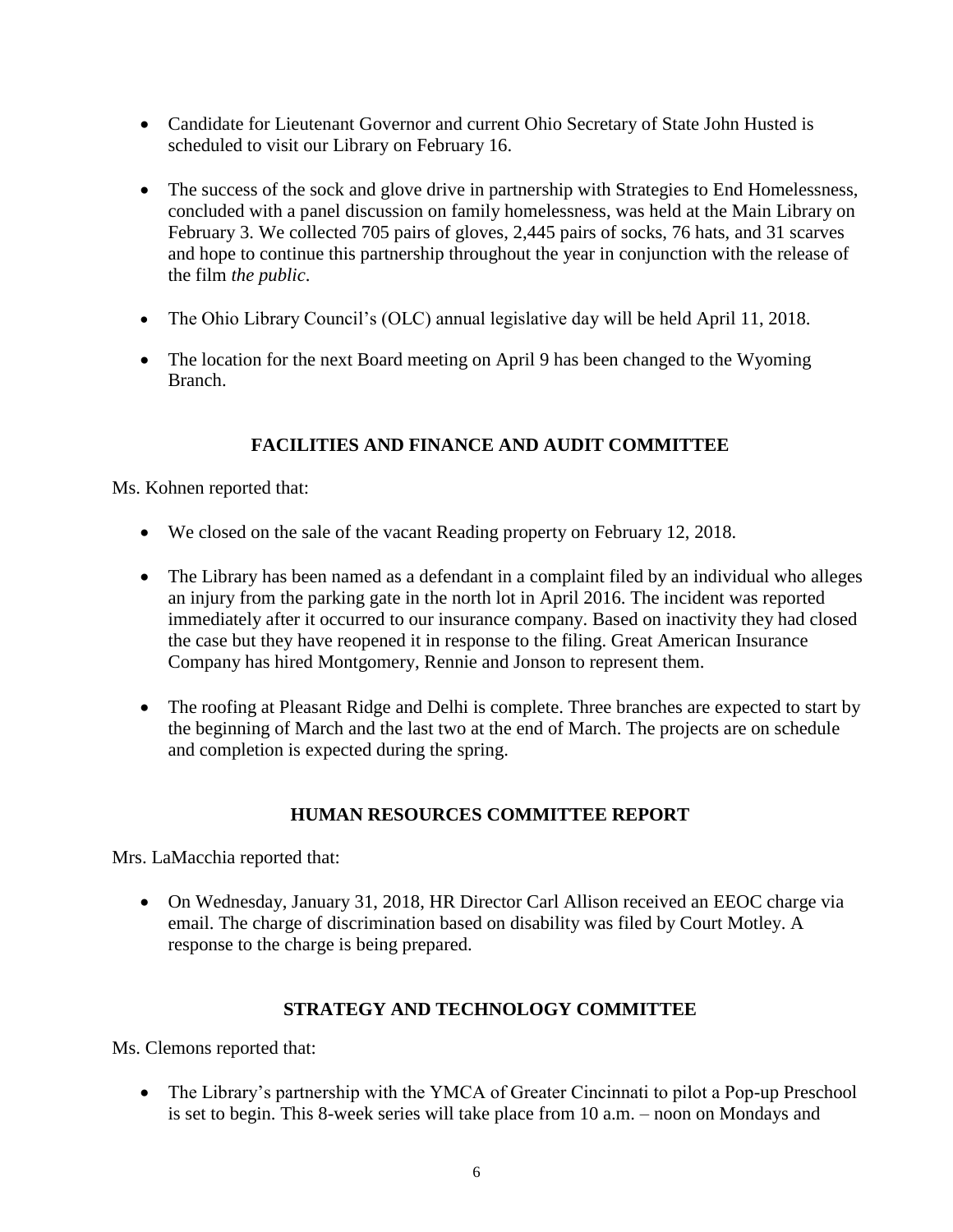- Candidate for Lieutenant Governor and current Ohio Secretary of State John Husted is scheduled to visit our Library on February 16.

- The success of the sock and glove drive in partnership with Strategies to End Homelessness, concluded with a panel discussion on family homelessness, was held at the Main Library on February 3. We collected 705 pairs of gloves, 2,445 pairs of socks, 76 hats, and 31 scarves and hope to continue this partnership throughout the year in conjunction with the release of the film *the public*.

- The Ohio Library Council's (OLC) annual legislative day will be held April 11, 2018.

- The location for the next Board meeting on April 9 has been changed to the Wyoming Branch.

## FACILITIES AND FINANCE AND AUDIT COMMITTEE

Ms. Kohnen reported that:

- We closed on the sale of the vacant Reading property on February 12, 2018.

- The Library has been named as a defendant in a complaint filed by an individual who alleges an injury from the parking gate in the north lot in April 2016. The incident was reported immediately after it occurred to our insurance company. Based on inactivity they had closed the case but they have reopened it in response to the filing. Great American Insurance Company has hired Montgomery, Rennie and Jonson to represent them.

- The roofing at Pleasant Ridge and Delhi is complete. Three branches are expected to start by the beginning of March and the last two at the end of March. The projects are on schedule and completion is expected during the spring.

## HUMAN RESOURCES COMMITTEE REPORT

Mrs. LaMacchia reported that:

- On Wednesday, January 31, 2018, HR Director Carl Allison received an EEOC charge via email. The charge of discrimination based on disability was filed by Court Motley. A response to the charge is being prepared.

## STRATEGY AND TECHNOLOGY COMMITTEE

Ms. Clemons reported that:

- The Library's partnership with the YMCA of Greater Cincinnati to pilot a Pop-up Preschool is set to begin. This 8-week series will take place from 10 a.m. – noon on Mondays and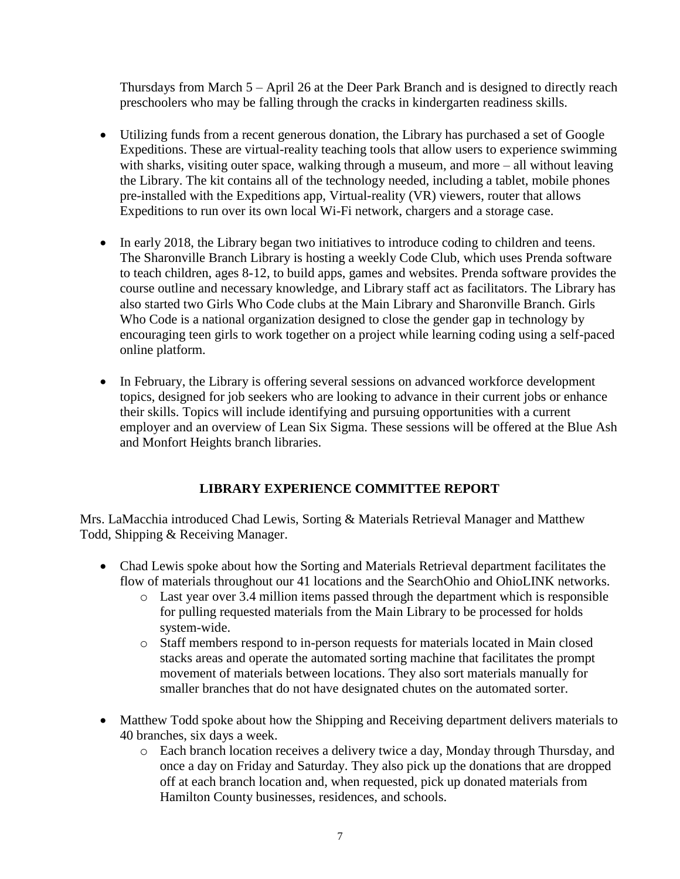Thursdays from March 5 – April 26 at the Deer Park Branch and is designed to directly reach preschoolers who may be falling through the cracks in kindergarten readiness skills.

- Utilizing funds from a recent generous donation, the Library has purchased a set of Google Expeditions. These are virtual-reality teaching tools that allow users to experience swimming with sharks, visiting outer space, walking through a museum, and more – all without leaving the Library. The kit contains all of the technology needed, including a tablet, mobile phones pre-installed with the Expeditions app, Virtual-reality (VR) viewers, router that allows Expeditions to run over its own local Wi-Fi network, chargers and a storage case.

- In early 2018, the Library began two initiatives to introduce coding to children and teens. The Sharonville Branch Library is hosting a weekly Code Club, which uses Prenda software to teach children, ages 8-12, to build apps, games and websites. Prenda software provides the course outline and necessary knowledge, and Library staff act as facilitators. The Library has also started two Girls Who Code clubs at the Main Library and Sharonville Branch. Girls Who Code is a national organization designed to close the gender gap in technology by encouraging teen girls to work together on a project while learning coding using a self-paced online platform.

- In February, the Library is offering several sessions on advanced workforce development topics, designed for job seekers who are looking to advance in their current jobs or enhance their skills. Topics will include identifying and pursuing opportunities with a current employer and an overview of Lean Six Sigma. These sessions will be offered at the Blue Ash and Monfort Heights branch libraries.

## LIBRARY EXPERIENCE COMMITTEE REPORT

Mrs. LaMacchia introduced Chad Lewis, Sorting & Materials Retrieval Manager and Matthew Todd, Shipping & Receiving Manager.

- Chad Lewis spoke about how the Sorting and Materials Retrieval department facilitates the flow of materials throughout our 41 locations and the SearchOhio and OhioLINK networks.
  - Last year over 3.4 million items passed through the department which is responsible for pulling requested materials from the Main Library to be processed for holds system-wide.
  - Staff members respond to in-person requests for materials located in Main closed stacks areas and operate the automated sorting machine that facilitates the prompt movement of materials between locations. They also sort materials manually for smaller branches that do not have designated chutes on the automated sorter.

- Matthew Todd spoke about how the Shipping and Receiving department delivers materials to 40 branches, six days a week.
  - Each branch location receives a delivery twice a day, Monday through Thursday, and once a day on Friday and Saturday. They also pick up the donations that are dropped off at each branch location and, when requested, pick up donated materials from Hamilton County businesses, residences, and schools.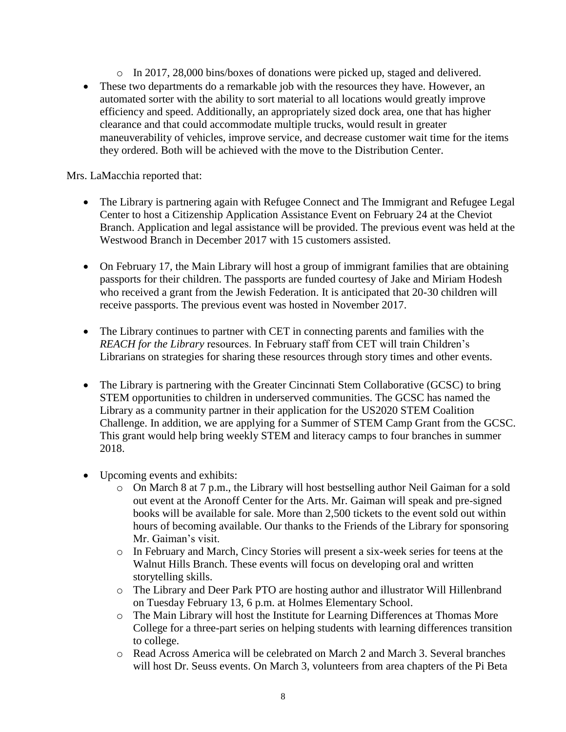- In 2017, 28,000 bins/boxes of donations were picked up, staged and delivered.
- These two departments do a remarkable job with the resources they have. However, an automated sorter with the ability to sort material to all locations would greatly improve efficiency and speed. Additionally, an appropriately sized dock area, one that has higher clearance and that could accommodate multiple trucks, would result in greater maneuverability of vehicles, improve service, and decrease customer wait time for the items they ordered. Both will be achieved with the move to the Distribution Center.

Mrs. LaMacchia reported that:

- The Library is partnering again with Refugee Connect and The Immigrant and Refugee Legal Center to host a Citizenship Application Assistance Event on February 24 at the Cheviot Branch. Application and legal assistance will be provided. The previous event was held at the Westwood Branch in December 2017 with 15 customers assisted.

- On February 17, the Main Library will host a group of immigrant families that are obtaining passports for their children. The passports are funded courtesy of Jake and Miriam Hodesh who received a grant from the Jewish Federation. It is anticipated that 20-30 children will receive passports. The previous event was hosted in November 2017.

- The Library continues to partner with CET in connecting parents and families with the *REACH for the Library* resources. In February staff from CET will train Children's Librarians on strategies for sharing these resources through story times and other events.

- The Library is partnering with the Greater Cincinnati Stem Collaborative (GCSC) to bring STEM opportunities to children in underserved communities. The GCSC has named the Library as a community partner in their application for the US2020 STEM Coalition Challenge. In addition, we are applying for a Summer of STEM Camp Grant from the GCSC. This grant would help bring weekly STEM and literacy camps to four branches in summer 2018.

- Upcoming events and exhibits:
  - On March 8 at 7 p.m., the Library will host bestselling author Neil Gaiman for a sold out event at the Aronoff Center for the Arts. Mr. Gaiman will speak and pre-signed books will be available for sale. More than 2,500 tickets to the event sold out within hours of becoming available. Our thanks to the Friends of the Library for sponsoring Mr. Gaiman's visit.
  - In February and March, Cincy Stories will present a six-week series for teens at the Walnut Hills Branch. These events will focus on developing oral and written storytelling skills.
  - The Library and Deer Park PTO are hosting author and illustrator Will Hillenbrand on Tuesday February 13, 6 p.m. at Holmes Elementary School.
  - The Main Library will host the Institute for Learning Differences at Thomas More College for a three-part series on helping students with learning differences transition to college.
  - Read Across America will be celebrated on March 2 and March 3. Several branches will host Dr. Seuss events. On March 3, volunteers from area chapters of the Pi Beta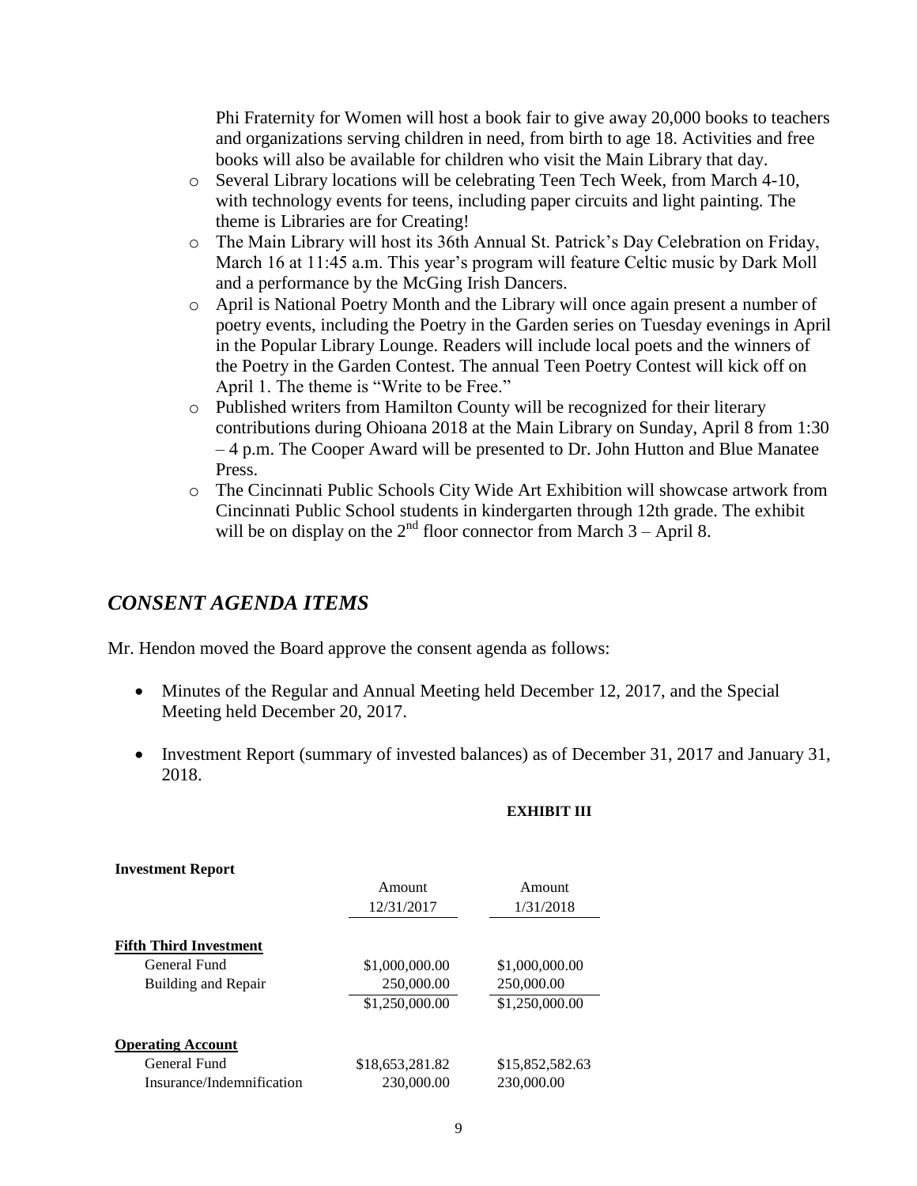Phi Fraternity for Women will host a book fair to give away 20,000 books to teachers and organizations serving children in need, from birth to age 18. Activities and free books will also be available for children who visit the Main Library that day.

- Several Library locations will be celebrating Teen Tech Week, from March 4-10, with technology events for teens, including paper circuits and light painting. The theme is Libraries are for Creating!
- The Main Library will host its 36th Annual St. Patrick's Day Celebration on Friday, March 16 at 11:45 a.m. This year's program will feature Celtic music by Dark Moll and a performance by the McGing Irish Dancers.
- April is National Poetry Month and the Library will once again present a number of poetry events, including the Poetry in the Garden series on Tuesday evenings in April in the Popular Library Lounge. Readers will include local poets and the winners of the Poetry in the Garden Contest. The annual Teen Poetry Contest will kick off on April 1. The theme is "Write to be Free."
- Published writers from Hamilton County will be recognized for their literary contributions during Ohioana 2018 at the Main Library on Sunday, April 8 from 1:30 – 4 p.m. The Cooper Award will be presented to Dr. John Hutton and Blue Manatee Press.
- The Cincinnati Public Schools City Wide Art Exhibition will showcase artwork from Cincinnati Public School students in kindergarten through 12th grade. The exhibit will be on display on the 2nd floor connector from March 3 – April 8.

## *CONSENT AGENDA ITEMS*

Mr. Hendon moved the Board approve the consent agenda as follows:

- Minutes of the Regular and Annual Meeting held December 12, 2017, and the Special Meeting held December 20, 2017.
- Investment Report (summary of invested balances) as of December 31, 2017 and January 31, 2018.

**EXHIBIT III**

**Investment Report**

| | Amount 12/31/2017 | Amount 1/31/2018 |
|---|---|---|
| **Fifth Third Investment** | | |
| General Fund | $1,000,000.00 | $1,000,000.00 |
| Building and Repair | 250,000.00 | 250,000.00 |
| | $1,250,000.00 | $1,250,000.00 |
| **Operating Account** | | |
| General Fund | $18,653,281.82 | $15,852,582.63 |
| Insurance/Indemnification | 230,000.00 | 230,000.00 |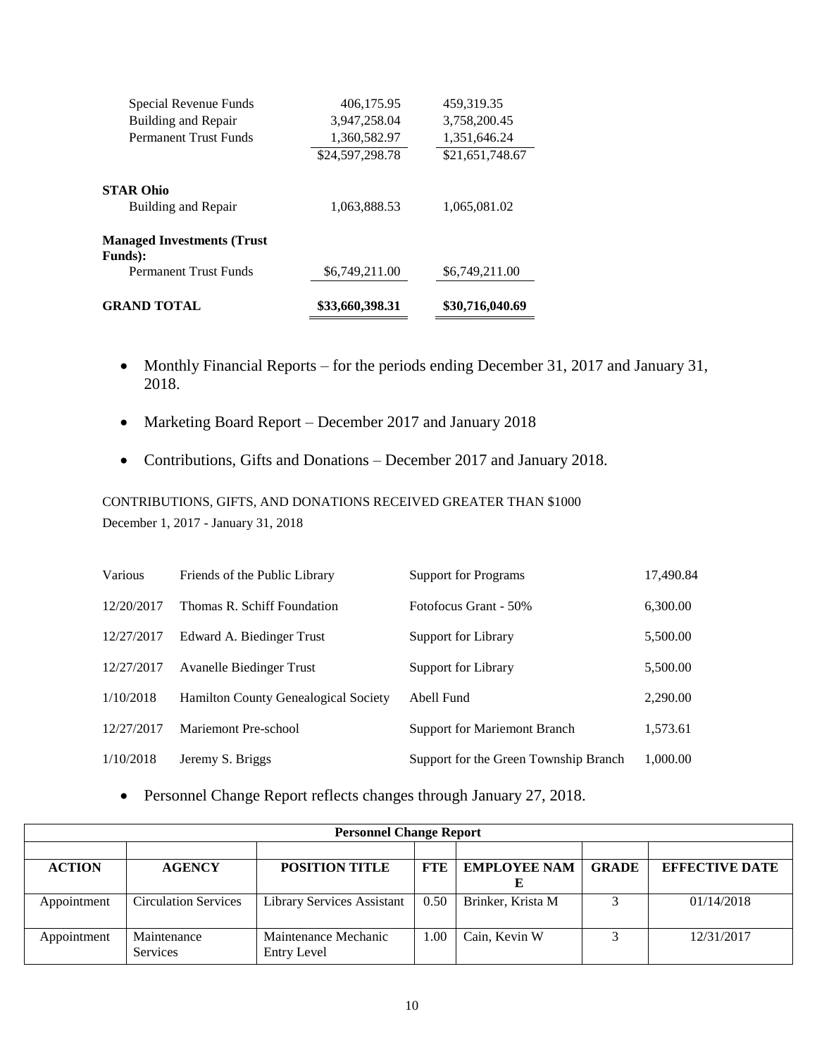| | | |
|---|---|---|
| Special Revenue Funds | 406,175.95 | 459,319.35 |
| Building and Repair | 3,947,258.04 | 3,758,200.45 |
| Permanent Trust Funds | 1,360,582.97 | 1,351,646.24 |
| | $24,597,298.78 | $21,651,748.67 |
| **STAR Ohio** | | |
| Building and Repair | 1,063,888.53 | 1,065,081.02 |
| **Managed Investments (Trust Funds):** | | |
| Permanent Trust Funds | $6,749,211.00 | $6,749,211.00 |
| **GRAND TOTAL** | **$33,660,398.31** | **$30,716,040.69** |

- Monthly Financial Reports – for the periods ending December 31, 2017 and January 31, 2018.
- Marketing Board Report – December 2017 and January 2018
- Contributions, Gifts and Donations – December 2017 and January 2018.

CONTRIBUTIONS, GIFTS, AND DONATIONS RECEIVED GREATER THAN $1000
December 1, 2017 - January 31, 2018

| | | | |
|---|---|---|---|
| Various | Friends of the Public Library | Support for Programs | 17,490.84 |
| 12/20/2017 | Thomas R. Schiff Foundation | Fotofocus Grant - 50% | 6,300.00 |
| 12/27/2017 | Edward A. Biedinger Trust | Support for Library | 5,500.00 |
| 12/27/2017 | Avanelle Biedinger Trust | Support for Library | 5,500.00 |
| 1/10/2018 | Hamilton County Genealogical Society | Abell Fund | 2,290.00 |
| 12/27/2017 | Mariemont Pre-school | Support for Mariemont Branch | 1,573.61 |
| 1/10/2018 | Jeremy S. Briggs | Support for the Green Township Branch | 1,000.00 |

- Personnel Change Report reflects changes through January 27, 2018.

| **Personnel Change Report** | | | | | | |
|---|---|---|---|---|---|---|
| **ACTION** | **AGENCY** | **POSITION TITLE** | **FTE** | **EMPLOYEE NAME** | **GRADE** | **EFFECTIVE DATE** |
| Appointment | Circulation Services | Library Services Assistant | 0.50 | Brinker, Krista M | 3 | 01/14/2018 |
| Appointment | Maintenance Services | Maintenance Mechanic Entry Level | 1.00 | Cain, Kevin W | 3 | 12/31/2017 |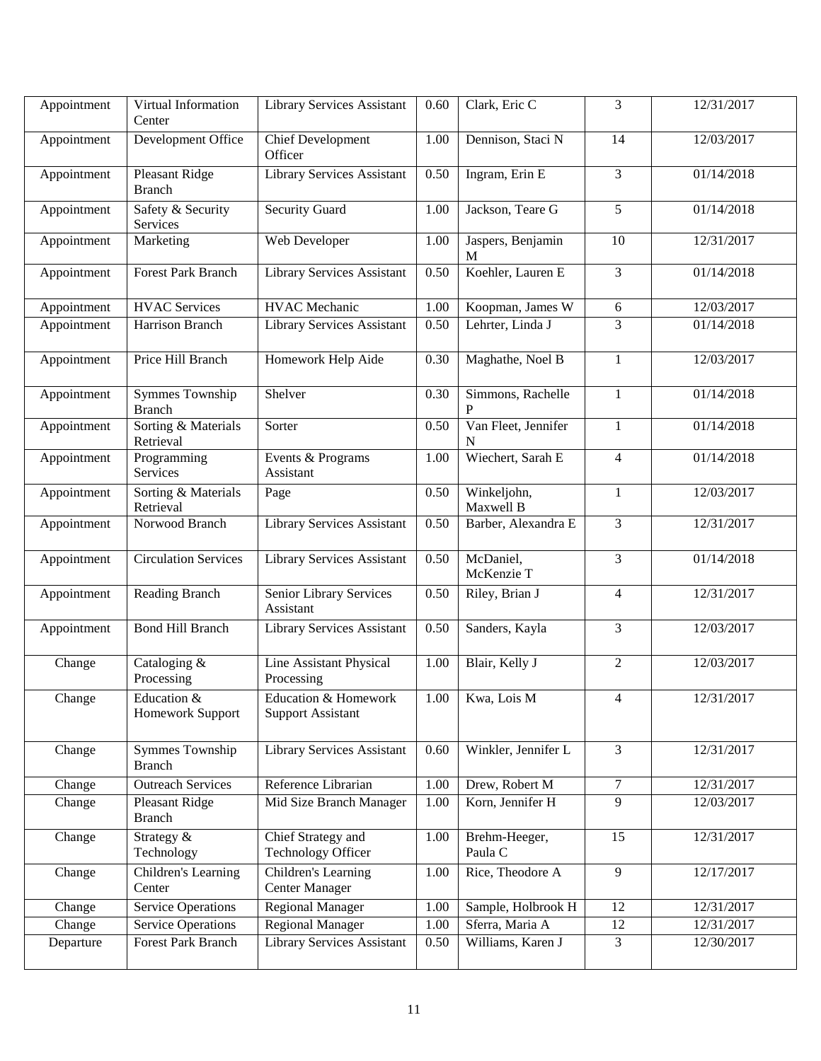| Appointment | Virtual Information Center | Library Services Assistant | 0.60 | Clark, Eric C | 3 | 12/31/2017 |
|---|---|---|---|---|---|---|
| Appointment | Development Office | Chief Development Officer | 1.00 | Dennison, Staci N | 14 | 12/03/2017 |
| Appointment | Pleasant Ridge Branch | Library Services Assistant | 0.50 | Ingram, Erin E | 3 | 01/14/2018 |
| Appointment | Safety & Security Services | Security Guard | 1.00 | Jackson, Teare G | 5 | 01/14/2018 |
| Appointment | Marketing | Web Developer | 1.00 | Jaspers, Benjamin M | 10 | 12/31/2017 |
| Appointment | Forest Park Branch | Library Services Assistant | 0.50 | Koehler, Lauren E | 3 | 01/14/2018 |
| Appointment | HVAC Services | HVAC Mechanic | 1.00 | Koopman, James W | 6 | 12/03/2017 |
| Appointment | Harrison Branch | Library Services Assistant | 0.50 | Lehrter, Linda J | 3 | 01/14/2018 |
| Appointment | Price Hill Branch | Homework Help Aide | 0.30 | Maghathe, Noel B | 1 | 12/03/2017 |
| Appointment | Symmes Township Branch | Shelver | 0.30 | Simmons, Rachelle P | 1 | 01/14/2018 |
| Appointment | Sorting & Materials Retrieval | Sorter | 0.50 | Van Fleet, Jennifer N | 1 | 01/14/2018 |
| Appointment | Programming Services | Events & Programs Assistant | 1.00 | Wiechert, Sarah E | 4 | 01/14/2018 |
| Appointment | Sorting & Materials Retrieval | Page | 0.50 | Winkeljohn, Maxwell B | 1 | 12/03/2017 |
| Appointment | Norwood Branch | Library Services Assistant | 0.50 | Barber, Alexandra E | 3 | 12/31/2017 |
| Appointment | Circulation Services | Library Services Assistant | 0.50 | McDaniel, McKenzie T | 3 | 01/14/2018 |
| Appointment | Reading Branch | Senior Library Services Assistant | 0.50 | Riley, Brian J | 4 | 12/31/2017 |
| Appointment | Bond Hill Branch | Library Services Assistant | 0.50 | Sanders, Kayla | 3 | 12/03/2017 |
| Change | Cataloging & Processing | Line Assistant Physical Processing | 1.00 | Blair, Kelly J | 2 | 12/03/2017 |
| Change | Education & Homework Support | Education & Homework Support Assistant | 1.00 | Kwa, Lois M | 4 | 12/31/2017 |
| Change | Symmes Township Branch | Library Services Assistant | 0.60 | Winkler, Jennifer L | 3 | 12/31/2017 |
| Change | Outreach Services | Reference Librarian | 1.00 | Drew, Robert M | 7 | 12/31/2017 |
| Change | Pleasant Ridge Branch | Mid Size Branch Manager | 1.00 | Korn, Jennifer H | 9 | 12/03/2017 |
| Change | Strategy & Technology | Chief Strategy and Technology Officer | 1.00 | Brehm-Heeger, Paula C | 15 | 12/31/2017 |
| Change | Children's Learning Center | Children's Learning Center Manager | 1.00 | Rice, Theodore A | 9 | 12/17/2017 |
| Change | Service Operations | Regional Manager | 1.00 | Sample, Holbrook H | 12 | 12/31/2017 |
| Change | Service Operations | Regional Manager | 1.00 | Sferra, Maria A | 12 | 12/31/2017 |
| Departure | Forest Park Branch | Library Services Assistant | 0.50 | Williams, Karen J | 3 | 12/30/2017 |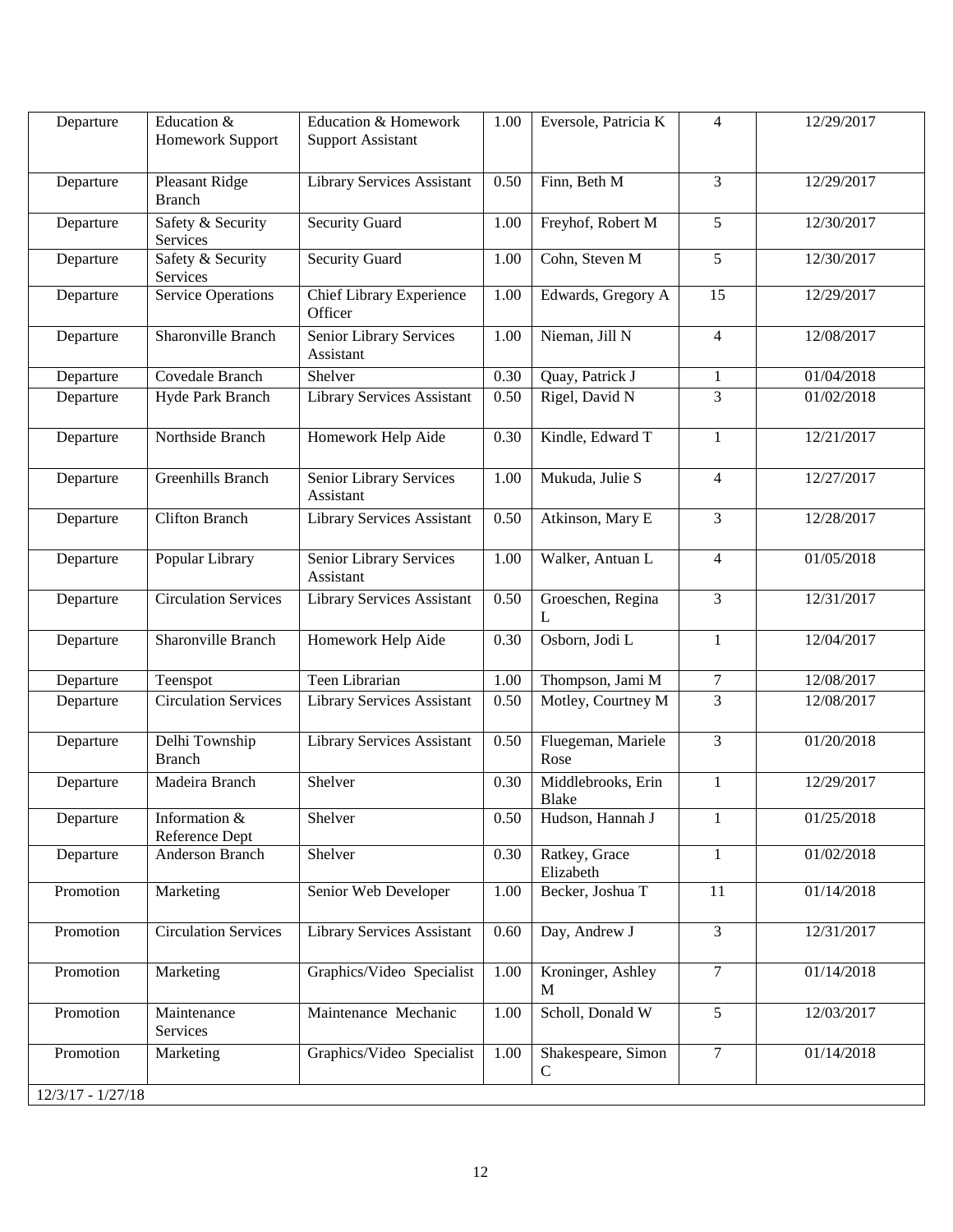| Departure | Education & Homework Support | Education & Homework Support Assistant | 1.00 | Eversole, Patricia K | 4 | 12/29/2017 |
|---|---|---|---|---|---|---|
| Departure | Pleasant Ridge Branch | Library Services Assistant | 0.50 | Finn, Beth M | 3 | 12/29/2017 |
| Departure | Safety & Security Services | Security Guard | 1.00 | Freyhof, Robert M | 5 | 12/30/2017 |
| Departure | Safety & Security Services | Security Guard | 1.00 | Cohn, Steven M | 5 | 12/30/2017 |
| Departure | Service Operations | Chief Library Experience Officer | 1.00 | Edwards, Gregory A | 15 | 12/29/2017 |
| Departure | Sharonville Branch | Senior Library Services Assistant | 1.00 | Nieman, Jill N | 4 | 12/08/2017 |
| Departure | Covedale Branch | Shelver | 0.30 | Quay, Patrick J | 1 | 01/04/2018 |
| Departure | Hyde Park Branch | Library Services Assistant | 0.50 | Rigel, David N | 3 | 01/02/2018 |
| Departure | Northside Branch | Homework Help Aide | 0.30 | Kindle, Edward T | 1 | 12/21/2017 |
| Departure | Greenhills Branch | Senior Library Services Assistant | 1.00 | Mukuda, Julie S | 4 | 12/27/2017 |
| Departure | Clifton Branch | Library Services Assistant | 0.50 | Atkinson, Mary E | 3 | 12/28/2017 |
| Departure | Popular Library | Senior Library Services Assistant | 1.00 | Walker, Antuan L | 4 | 01/05/2018 |
| Departure | Circulation Services | Library Services Assistant | 0.50 | Groeschen, Regina L | 3 | 12/31/2017 |
| Departure | Sharonville Branch | Homework Help Aide | 0.30 | Osborn, Jodi L | 1 | 12/04/2017 |
| Departure | Teenspot | Teen Librarian | 1.00 | Thompson, Jami M | 7 | 12/08/2017 |
| Departure | Circulation Services | Library Services Assistant | 0.50 | Motley, Courtney M | 3 | 12/08/2017 |
| Departure | Delhi Township Branch | Library Services Assistant | 0.50 | Fluegeman, Mariele Rose | 3 | 01/20/2018 |
| Departure | Madeira Branch | Shelver | 0.30 | Middlebrooks, Erin Blake | 1 | 12/29/2017 |
| Departure | Information & Reference Dept | Shelver | 0.50 | Hudson, Hannah J | 1 | 01/25/2018 |
| Departure | Anderson Branch | Shelver | 0.30 | Ratkey, Grace Elizabeth | 1 | 01/02/2018 |
| Promotion | Marketing | Senior Web Developer | 1.00 | Becker, Joshua T | 11 | 01/14/2018 |
| Promotion | Circulation Services | Library Services Assistant | 0.60 | Day, Andrew J | 3 | 12/31/2017 |
| Promotion | Marketing | Graphics/Video Specialist | 1.00 | Kroninger, Ashley M | 7 | 01/14/2018 |
| Promotion | Maintenance Services | Maintenance Mechanic | 1.00 | Scholl, Donald W | 5 | 12/03/2017 |
| Promotion | Marketing | Graphics/Video Specialist | 1.00 | Shakespeare, Simon C | 7 | 01/14/2018 |
| 12/3/17 - 1/27/18 | | | | | | |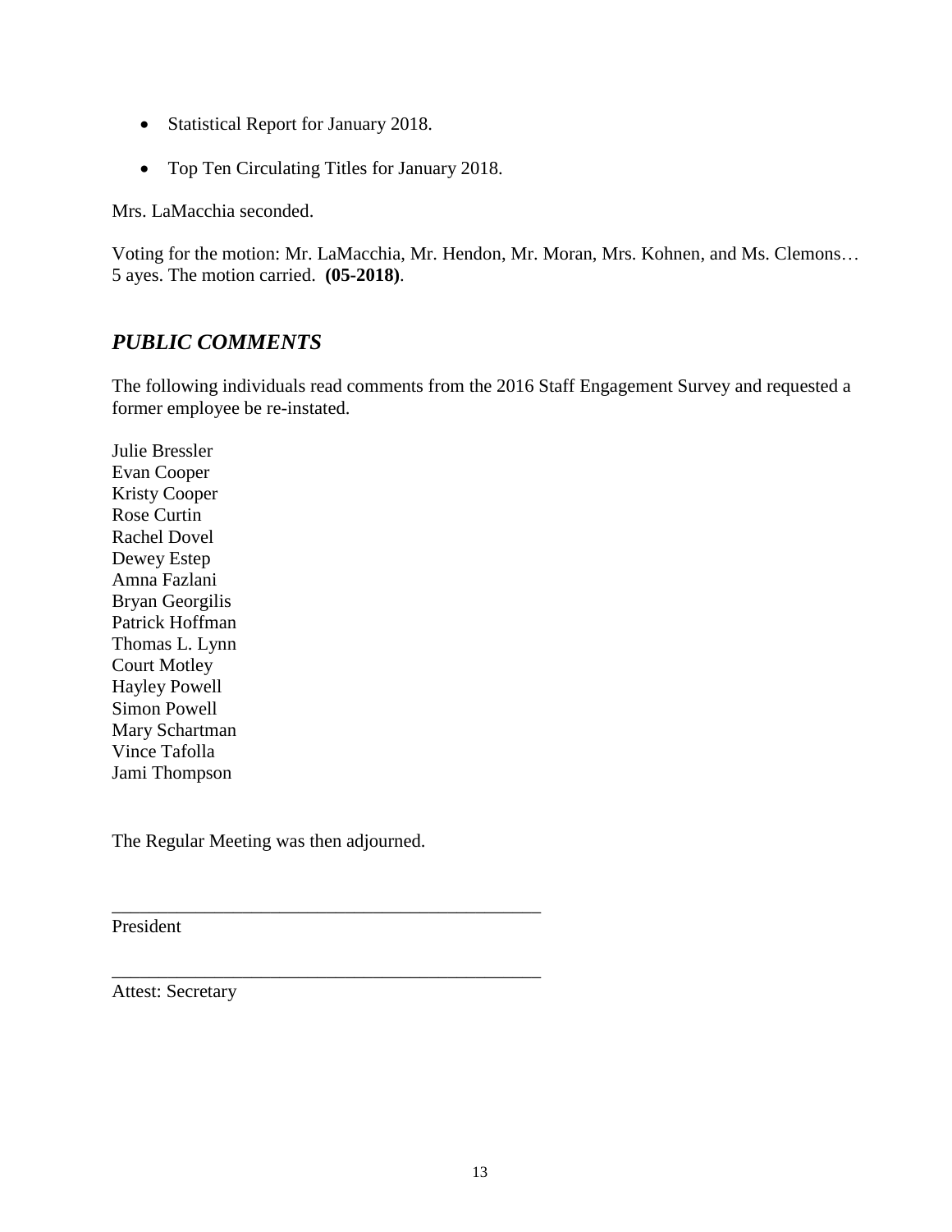- Statistical Report for January 2018.
- Top Ten Circulating Titles for January 2018.

Mrs. LaMacchia seconded.

Voting for the motion: Mr. LaMacchia, Mr. Hendon, Mr. Moran, Mrs. Kohnen, and Ms. Clemons… 5 ayes. The motion carried. **(05-2018)**.

## *PUBLIC COMMENTS*

The following individuals read comments from the 2016 Staff Engagement Survey and requested a former employee be re-instated.

Julie Bressler
Evan Cooper
Kristy Cooper
Rose Curtin
Rachel Dovel
Dewey Estep
Amna Fazlani
Bryan Georgilis
Patrick Hoffman
Thomas L. Lynn
Court Motley
Hayley Powell
Simon Powell
Mary Schartman
Vince Tafolla
Jami Thompson

The Regular Meeting was then adjourned.

\_\_\_\_\_\_\_\_\_\_\_\_\_\_\_\_\_\_\_\_\_\_\_\_\_\_\_\_\_\_\_\_\_\_\_\_\_\_\_\_\_\_\_\_\_\_
President

\_\_\_\_\_\_\_\_\_\_\_\_\_\_\_\_\_\_\_\_\_\_\_\_\_\_\_\_\_\_\_\_\_\_\_\_\_\_\_\_\_\_\_\_\_\_
Attest: Secretary